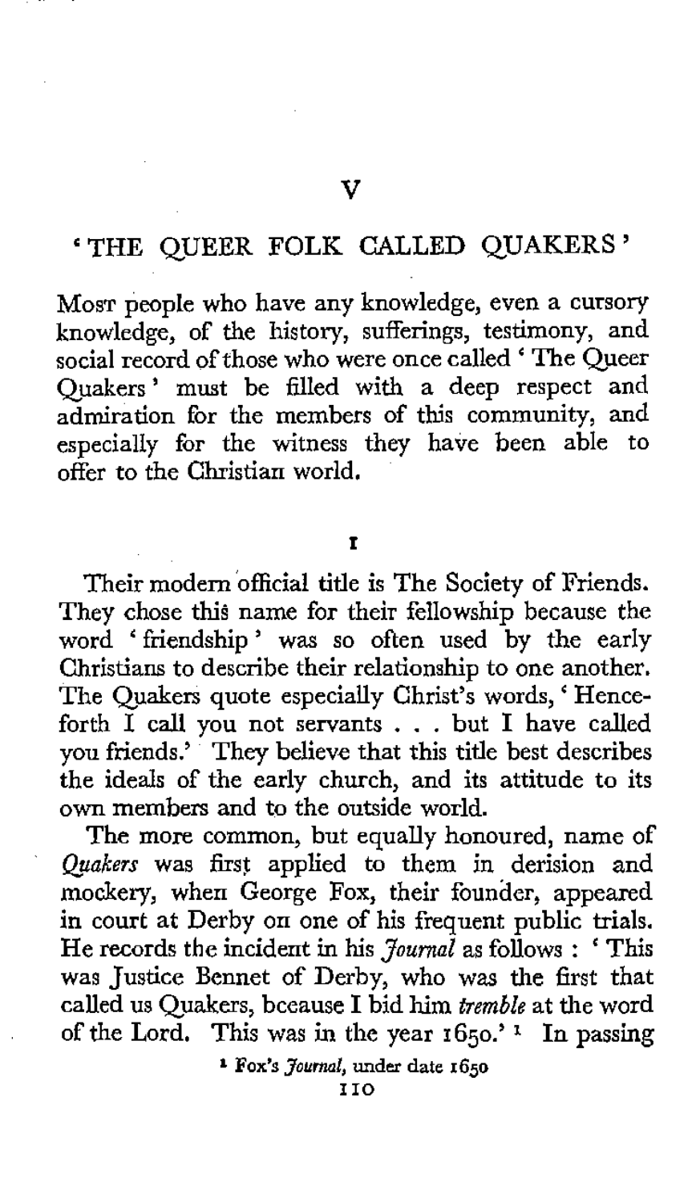# V

## 'THE QUEER FOLK CALLED QUAKERS'

MOST people who have any knowledge, even a cursory knowledge, of the history, sufferings, testimony, and social record of those who were once called 'The Queer Quakers' must be filled with a deep respect and admiration for the members of this community, and especially for the witness they have been able to offer to the Christian world.

### I

Their modern official title is The Society of Friends. They chose this name for their fellowship because the word 'friendship' was so often used by the early Christians to describe their relationship to one another. The Quakers quote especially Christ's words, 'Henceforth I call you not servants . . . but I have called you friends.' They believe that this title best describes the ideals of the early church, and its attitude to its own members and to the outside world.

The more common, but equally honoured, name of *Quakers* was first applied to them in derision and mockery, when George Fox, their founder, appeared in court at Derby on one of his frequent public trials. He records the incident in his *Journal* as follows : 'This was Justice Bennet of Derby, who was the first that called us Quakers, bceause I bid him *tremble* at the word of the Lord. This was in the year 1650.' [1] In passing

[1] Fox's *Journal*, under date 1650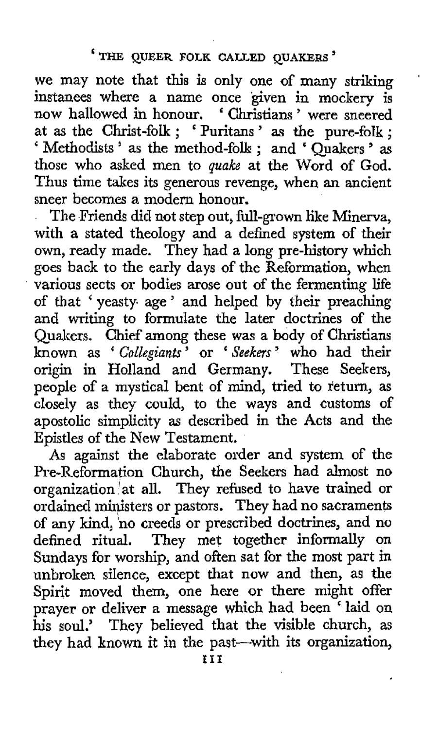we may note that this is only one of many striking instances where a name once given in mockery is now hallowed in honour. 'Christians' were sneered at as the Christ-folk; 'Puritans' as the pure-folk; 'Methodists' as the method-folk; and 'Quakers' as those who asked men to *quake* at the Word of God. Thus time takes its generous revenge, when an ancient sneer becomes a modern honour.

The Friends did not step out, full-grown like Minerva, with a stated theology and a defined system of their own, ready made. They had a long pre-history which goes back to the early days of the Reformation, when various sects or bodies arose out of the fermenting life of that 'yeasty age' and helped by their preaching and writing to formulate the later doctrines of the Quakers. Chief among these was a body of Christians known as '*Collegiants*' or '*Seekers*' who had their origin in Holland and Germany. These Seekers, people of a mystical bent of mind, tried to return, as closely as they could, to the ways and customs of apostolic simplicity as described in the Acts and the Epistles of the New Testament.

As against the elaborate order and system of the Pre-Reformation Church, the Seekers had almost no organization at all. They refused to have trained or ordained ministers or pastors. They had no sacraments of any kind, no creeds or prescribed doctrines, and no defined ritual. They met together informally on Sundays for worship, and often sat for the most part in unbroken silence, except that now and then, as the Spirit moved them, one here or there might offer prayer or deliver a message which had been 'laid on his soul.' They believed that the visible church, as they had known it in the past—with its organization,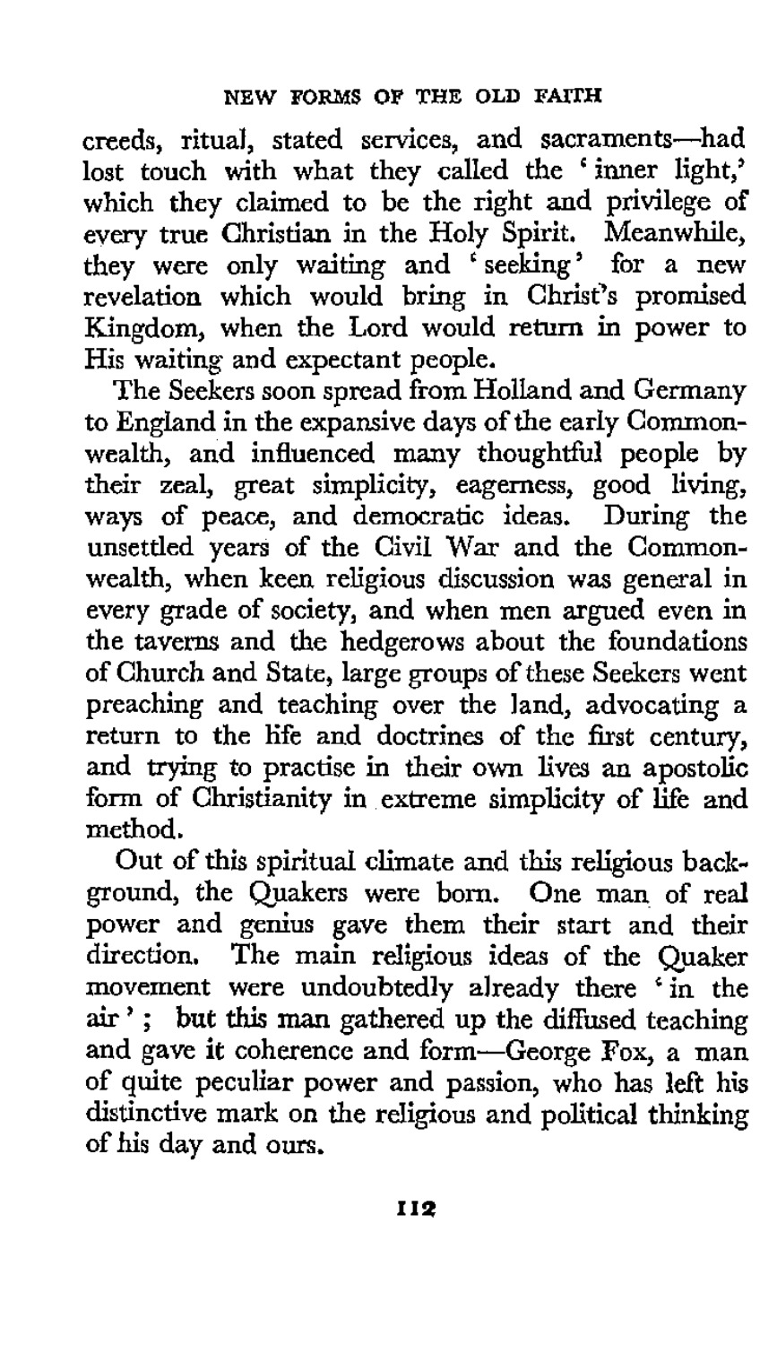creeds, ritual, stated services, and sacraments—had lost touch with what they called the 'inner light,' which they claimed to be the right and privilege of every true Christian in the Holy Spirit. Meanwhile, they were only waiting and 'seeking' for a new revelation which would bring in Christ's promised Kingdom, when the Lord would return in power to His waiting and expectant people.

The Seekers soon spread from Holland and Germany to England in the expansive days of the early Commonwealth, and influenced many thoughtful people by their zeal, great simplicity, eagerness, good living, ways of peace, and democratic ideas. During the unsettled years of the Civil War and the Commonwealth, when keen religious discussion was general in every grade of society, and when men argued even in the taverns and the hedgerows about the foundations of Church and State, large groups of these Seekers went preaching and teaching over the land, advocating a return to the life and doctrines of the first century, and trying to practise in their own lives an apostolic form of Christianity in extreme simplicity of life and method.

Out of this spiritual climate and this religious background, the Quakers were born. One man of real power and genius gave them their start and their direction. The main religious ideas of the Quaker movement were undoubtedly already there 'in the air'; but this man gathered up the diffused teaching and gave it coherence and form—George Fox, a man of quite peculiar power and passion, who has left his distinctive mark on the religious and political thinking of his day and ours.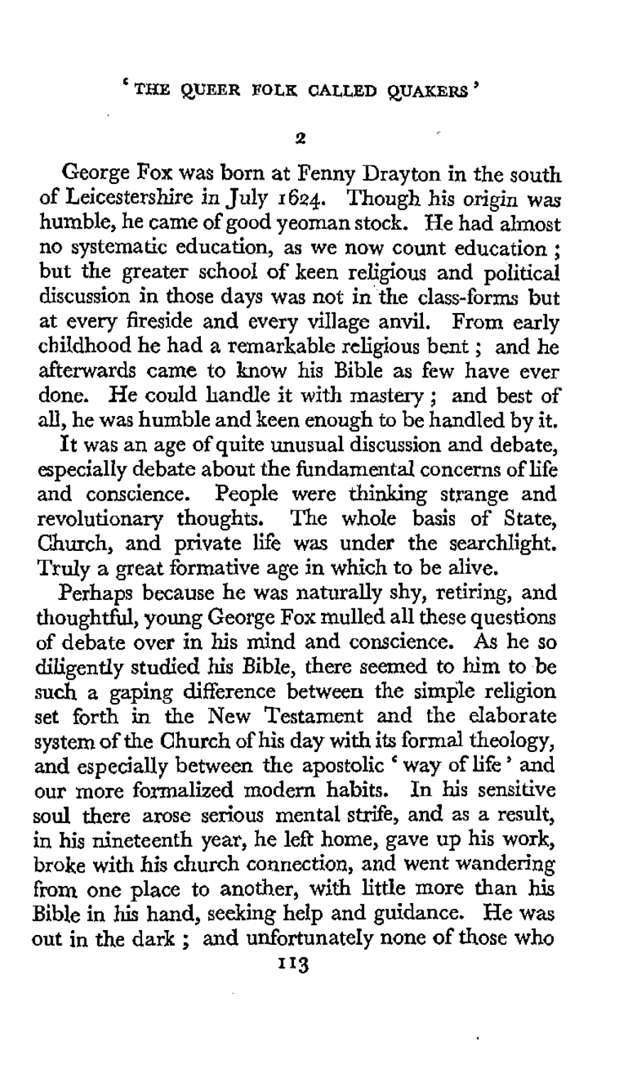## 2

George Fox was born at Fenny Drayton in the south of Leicestershire in July 1624. Though his origin was humble, he came of good yeoman stock. He had almost no systematic education, as we now count education; but the greater school of keen religious and political discussion in those days was not in the class-forms but at every fireside and every village anvil. From early childhood he had a remarkable religious bent; and he afterwards came to know his Bible as few have ever done. He could handle it with mastery; and best of all, he was humble and keen enough to be handled by it.

It was an age of quite unusual discussion and debate, especially debate about the fundamental concerns of life and conscience. People were thinking strange and revolutionary thoughts. The whole basis of State, Church, and private life was under the searchlight. Truly a great formative age in which to be alive.

Perhaps because he was naturally shy, retiring, and thoughtful, young George Fox mulled all these questions of debate over in his mind and conscience. As he so diligently studied his Bible, there seemed to him to be such a gaping difference between the simple religion set forth in the New Testament and the elaborate system of the Church of his day with its formal theology, and especially between the apostolic 'way of life' and our more formalized modern habits. In his sensitive soul there arose serious mental strife, and as a result, in his nineteenth year, he left home, gave up his work, broke with his church connection, and went wandering from one place to another, with little more than his Bible in his hand, seeking help and guidance. He was out in the dark; and unfortunately none of those who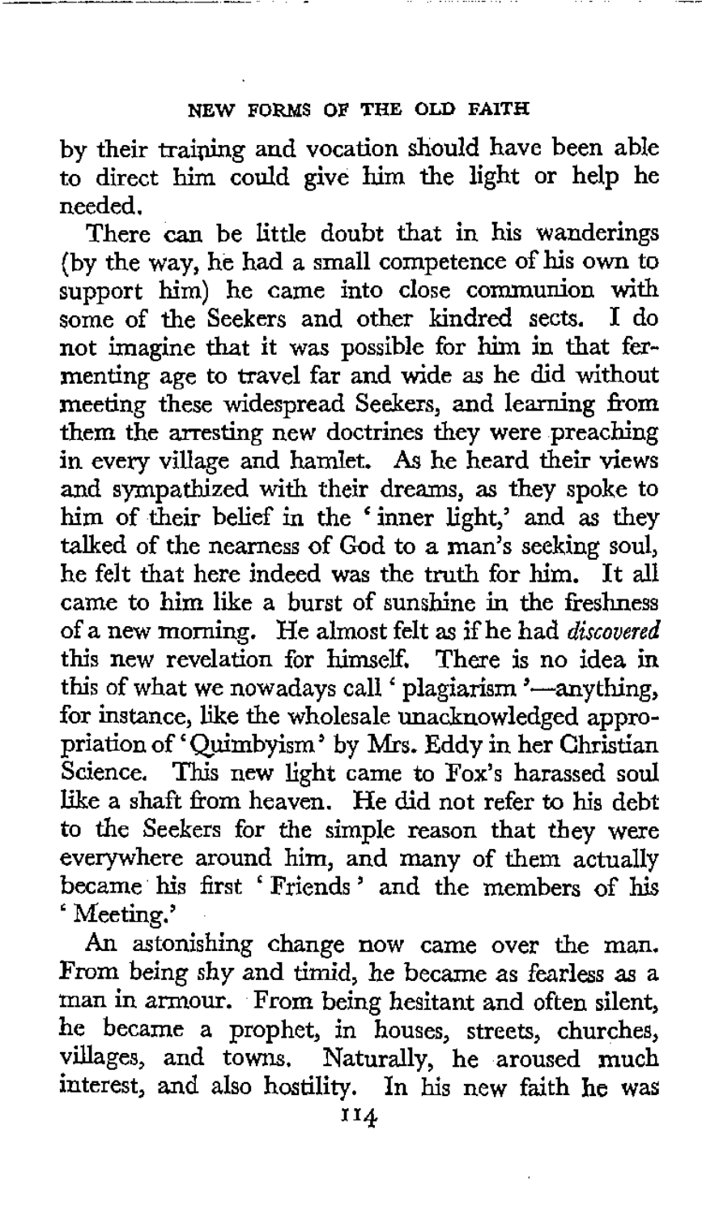by their training and vocation should have been able to direct him could give him the light or help he needed.

There can be little doubt that in his wanderings (by the way, he had a small competence of his own to support him) he came into close communion with some of the Seekers and other kindred sects. I do not imagine that it was possible for him in that fermenting age to travel far and wide as he did without meeting these widespread Seekers, and learning from them the arresting new doctrines they were preaching in every village and hamlet. As he heard their views and sympathized with their dreams, as they spoke to him of their belief in the 'inner light,' and as they talked of the nearness of God to a man's seeking soul, he felt that here indeed was the truth for him. It all came to him like a burst of sunshine in the freshness of a new morning. He almost felt as if he had *discovered* this new revelation for himself. There is no idea in this of what we nowadays call 'plagiarism'—anything, for instance, like the wholesale unacknowledged appropriation of 'Quimbyism' by Mrs. Eddy in her Christian Science. This new light came to Fox's harassed soul like a shaft from heaven. He did not refer to his debt to the Seekers for the simple reason that they were everywhere around him, and many of them actually became his first 'Friends' and the members of his 'Meeting.'

An astonishing change now came over the man. From being shy and timid, he became as fearless as a man in armour. From being hesitant and often silent, he became a prophet, in houses, streets, churches, villages, and towns. Naturally, he aroused much interest, and also hostility. In his new faith he was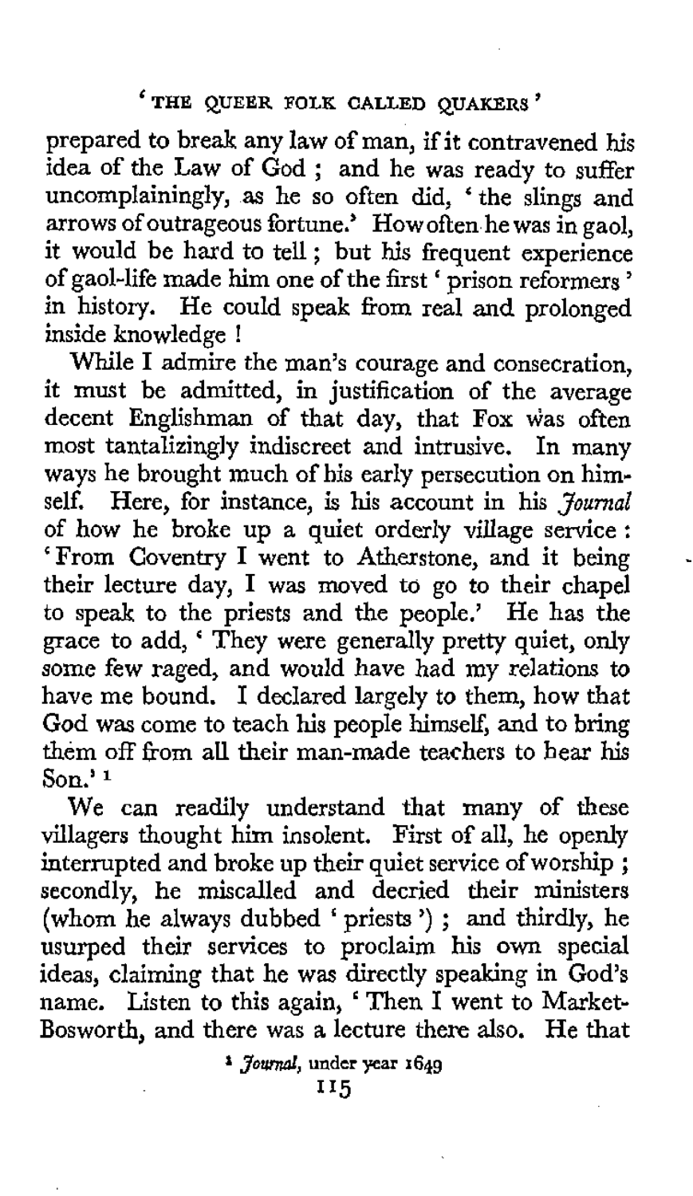prepared to break any law of man, if it contravened his idea of the Law of God ; and he was ready to suffer uncomplainingly, as he so often did, 'the slings and arrows of outrageous fortune.' How often he was in gaol, it would be hard to tell ; but his frequent experience of gaol-life made him one of the first 'prison reformers' in history. He could speak from real and prolonged inside knowledge !

While I admire the man's courage and consecration, it must be admitted, in justification of the average decent Englishman of that day, that Fox was often most tantalizingly indiscreet and intrusive. In many ways he brought much of his early persecution on himself. Here, for instance, is his account in his *Journal* of how he broke up a quiet orderly village service : 'From Coventry I went to Atherstone, and it being their lecture day, I was moved to go to their chapel to speak to the priests and the people.' He has the grace to add, 'They were generally pretty quiet, only some few raged, and would have had my relations to have me bound. I declared largely to them, how that God was come to teach his people himself, and to bring them off from all their man-made teachers to hear his Son.'[1]

We can readily understand that many of these villagers thought him insolent. First of all, he openly interrupted and broke up their quiet service of worship ; secondly, he miscalled and decried their ministers (whom he always dubbed 'priests') ; and thirdly, he usurped their services to proclaim his own special ideas, claiming that he was directly speaking in God's name. Listen to this again, 'Then I went to Market-Bosworth, and there was a lecture there also. He that

[1] *Journal*, under year 1649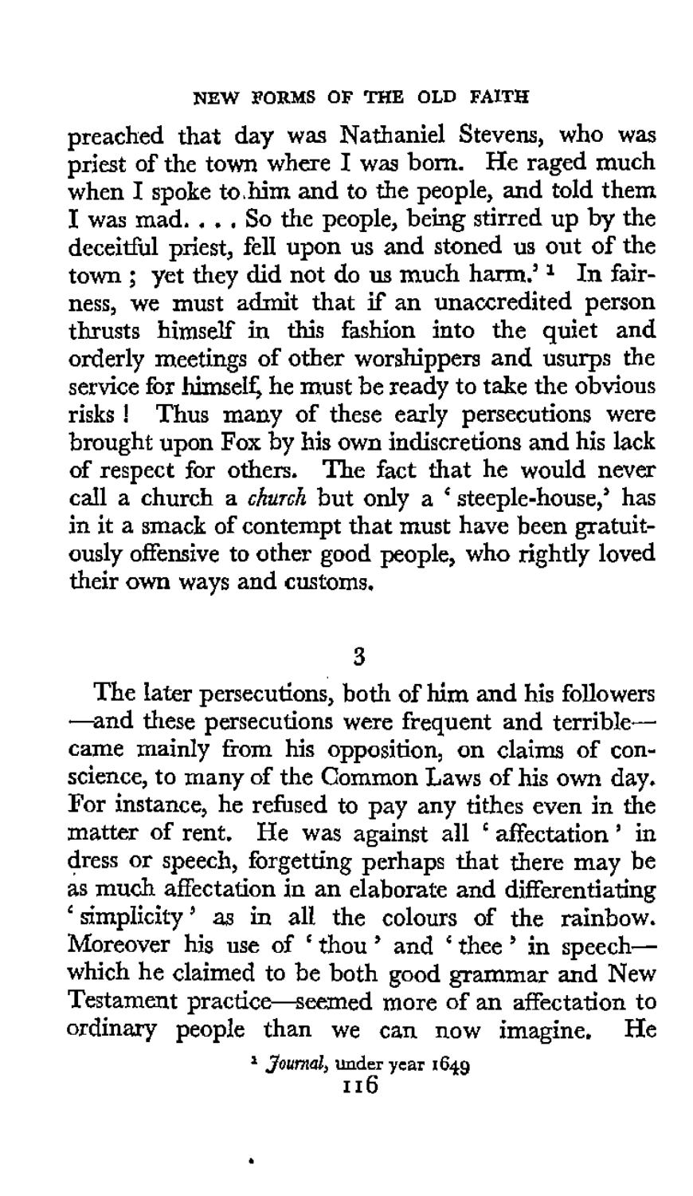preached that day was Nathaniel Stevens, who was priest of the town where I was born. He raged much when I spoke to him and to the people, and told them I was mad. . . . So the people, being stirred up by the deceitful priest, fell upon us and stoned us out of the town; yet they did not do us much harm.'[1] In fairness, we must admit that if an unaccredited person thrusts himself in this fashion into the quiet and orderly meetings of other worshippers and usurps the service for himself, he must be ready to take the obvious risks! Thus many of these early persecutions were brought upon Fox by his own indiscretions and his lack of respect for others. The fact that he would never call a church a *church* but only a 'steeple-house,' has in it a smack of contempt that must have been gratuitously offensive to other good people, who rightly loved their own ways and customs.

## 3

The later persecutions, both of him and his followers —and these persecutions were frequent and terrible— came mainly from his opposition, on claims of conscience, to many of the Common Laws of his own day. For instance, he refused to pay any tithes even in the matter of rent. He was against all 'affectation' in dress or speech, forgetting perhaps that there may be as much affectation in an elaborate and differentiating 'simplicity' as in all the colours of the rainbow. Moreover his use of 'thou' and 'thee' in speech— which he claimed to be both good grammar and New Testament practice—seemed more of an affectation to ordinary people than we can now imagine. He

[1] *Journal*, under year 1649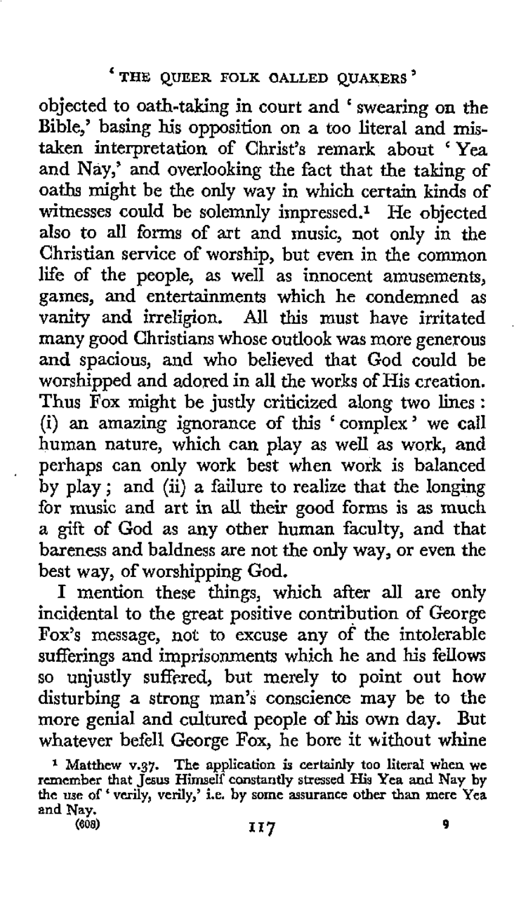objected to oath-taking in court and 'swearing on the Bible,' basing his opposition on a too literal and mistaken interpretation of Christ's remark about 'Yea and Nay,' and overlooking the fact that the taking of oaths might be the only way in which certain kinds of witnesses could be solemnly impressed.[1] He objected also to all forms of art and music, not only in the Christian service of worship, but even in the common life of the people, as well as innocent amusements, games, and entertainments which he condemned as vanity and irreligion. All this must have irritated many good Christians whose outlook was more generous and spacious, and who believed that God could be worshipped and adored in all the works of His creation. Thus Fox might be justly criticized along two lines: (i) an amazing ignorance of this 'complex' we call human nature, which can play as well as work, and perhaps can only work best when work is balanced by play; and (ii) a failure to realize that the longing for music and art in all their good forms is as much a gift of God as any other human faculty, and that bareness and baldness are not the only way, or even the best way, of worshipping God.

I mention these things, which after all are only incidental to the great positive contribution of George Fox's message, not to excuse any of the intolerable sufferings and imprisonments which he and his fellows so unjustly suffered, but merely to point out how disturbing a strong man's conscience may be to the more genial and cultured people of his own day. But whatever befell George Fox, he bore it without whine

[1] Matthew v.37. The application is certainly too literal when we remember that Jesus Himself constantly stressed His Yea and Nay by the use of 'verily, verily,' i.e. by some assurance other than mere Yea and Nay.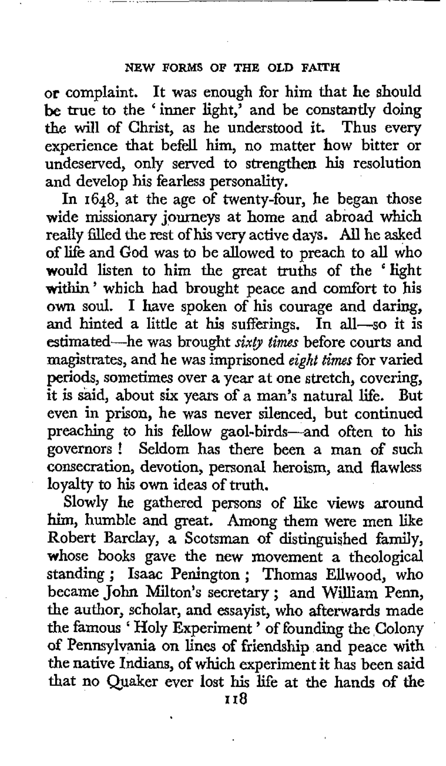or complaint. It was enough for him that he should be true to the 'inner light,' and be constantly doing the will of Christ, as he understood it. Thus every experience that befell him, no matter how bitter or undeserved, only served to strengthen his resolution and develop his fearless personality.

In 1648, at the age of twenty-four, he began those wide missionary journeys at home and abroad which really filled the rest of his very active days. All he asked of life and God was to be allowed to preach to all who would listen to him the great truths of the 'light within' which had brought peace and comfort to his own soul. I have spoken of his courage and daring, and hinted a little at his sufferings. In all—so it is estimated—he was brought *sixty times* before courts and magistrates, and he was imprisoned *eight times* for varied periods, sometimes over a year at one stretch, covering, it is said, about six years of a man's natural life. But even in prison, he was never silenced, but continued preaching to his fellow gaol-birds—and often to his governors! Seldom has there been a man of such consecration, devotion, personal heroism, and flawless loyalty to his own ideas of truth.

Slowly he gathered persons of like views around him, humble and great. Among them were men like Robert Barclay, a Scotsman of distinguished family, whose books gave the new movement a theological standing; Isaac Penington; Thomas Ellwood, who became John Milton's secretary; and William Penn, the author, scholar, and essayist, who afterwards made the famous 'Holy Experiment' of founding the Colony of Pennsylvania on lines of friendship and peace with the native Indians, of which experiment it has been said that no Quaker ever lost his life at the hands of the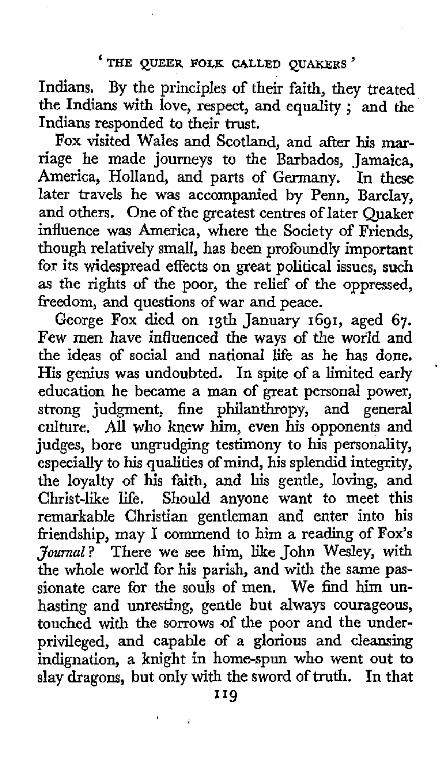Indians. By the principles of their faith, they treated the Indians with love, respect, and equality; and the Indians responded to their trust.

Fox visited Wales and Scotland, and after his marriage he made journeys to the Barbados, Jamaica, America, Holland, and parts of Germany. In these later travels he was accompanied by Penn, Barclay, and others. One of the greatest centres of later Quaker influence was America, where the Society of Friends, though relatively small, has been profoundly important for its widespread effects on great political issues, such as the rights of the poor, the relief of the oppressed, freedom, and questions of war and peace.

George Fox died on 13th January 1691, aged 67. Few men have influenced the ways of the world and the ideas of social and national life as he has done. His genius was undoubted. In spite of a limited early education he became a man of great personal power, strong judgment, fine philanthropy, and general culture. All who knew him, even his opponents and judges, bore ungrudging testimony to his personality, especially to his qualities of mind, his splendid integrity, the loyalty of his faith, and his gentle, loving, and Christ-like life. Should anyone want to meet this remarkable Christian gentleman and enter into his friendship, may I commend to him a reading of Fox's *Journal*? There we see him, like John Wesley, with the whole world for his parish, and with the same passionate care for the souls of men. We find him unhasting and unresting, gentle but always courageous, touched with the sorrows of the poor and the underprivileged, and capable of a glorious and cleansing indignation, a knight in home-spun who went out to slay dragons, but only with the sword of truth. In that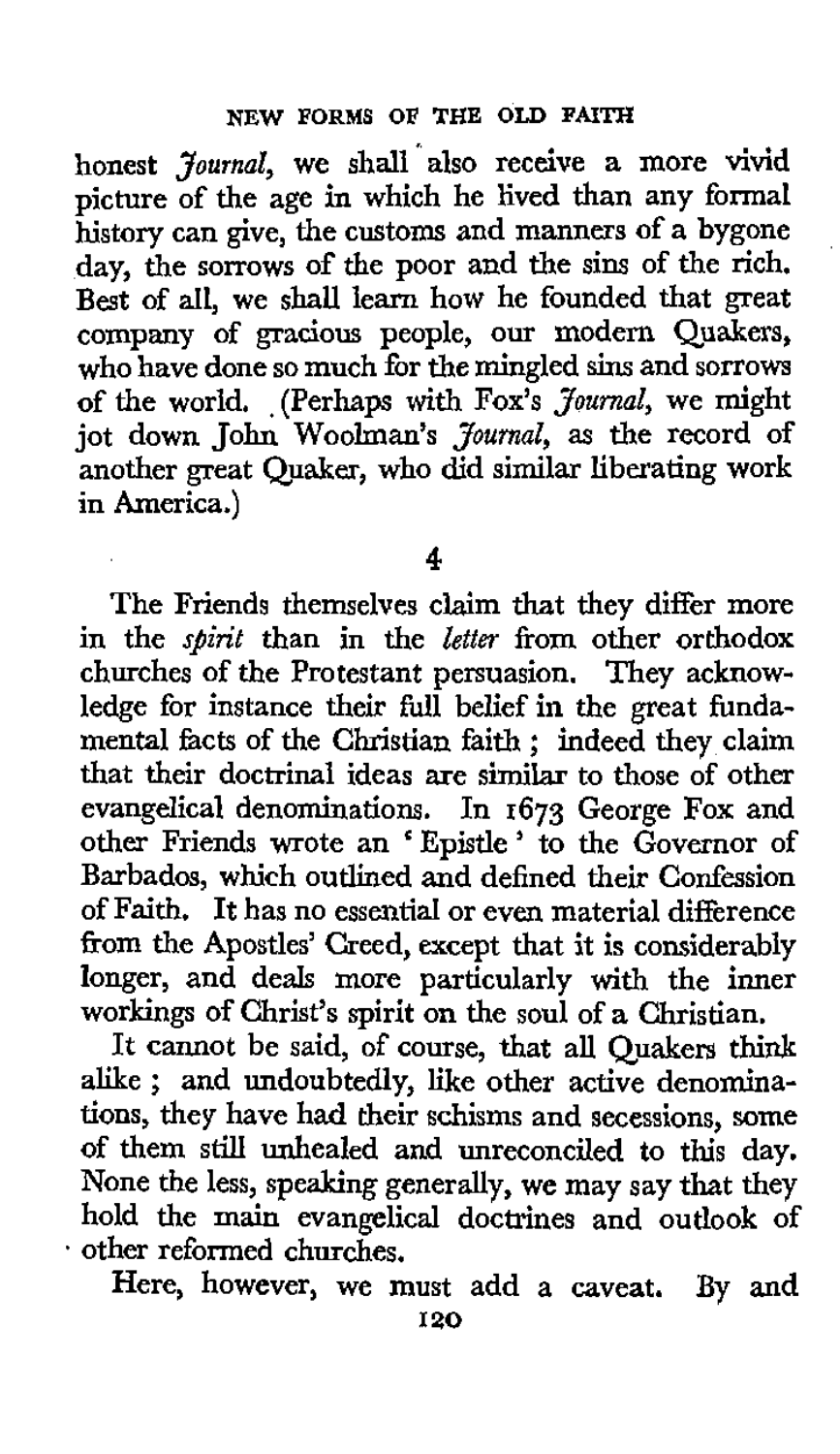honest *Journal*, we shall also receive a more vivid picture of the age in which he lived than any formal history can give, the customs and manners of a bygone day, the sorrows of the poor and the sins of the rich. Best of all, we shall learn how he founded that great company of gracious people, our modern Quakers, who have done so much for the mingled sins and sorrows of the world. (Perhaps with Fox's *Journal*, we might jot down John Woolman's *Journal*, as the record of another great Quaker, who did similar liberating work in America.)

4

The Friends themselves claim that they differ more in the *spirit* than in the *letter* from other orthodox churches of the Protestant persuasion. They acknowledge for instance their full belief in the great fundamental facts of the Christian faith ; indeed they claim that their doctrinal ideas are similar to those of other evangelical denominations. In 1673 George Fox and other Friends wrote an 'Epistle' to the Governor of Barbados, which outlined and defined their Confession of Faith. It has no essential or even material difference from the Apostles' Creed, except that it is considerably longer, and deals more particularly with the inner workings of Christ's spirit on the soul of a Christian.

It cannot be said, of course, that all Quakers think alike ; and undoubtedly, like other active denominations, they have had their schisms and secessions, some of them still unhealed and unreconciled to this day. None the less, speaking generally, we may say that they hold the main evangelical doctrines and outlook of other reformed churches.

Here, however, we must add a caveat. By and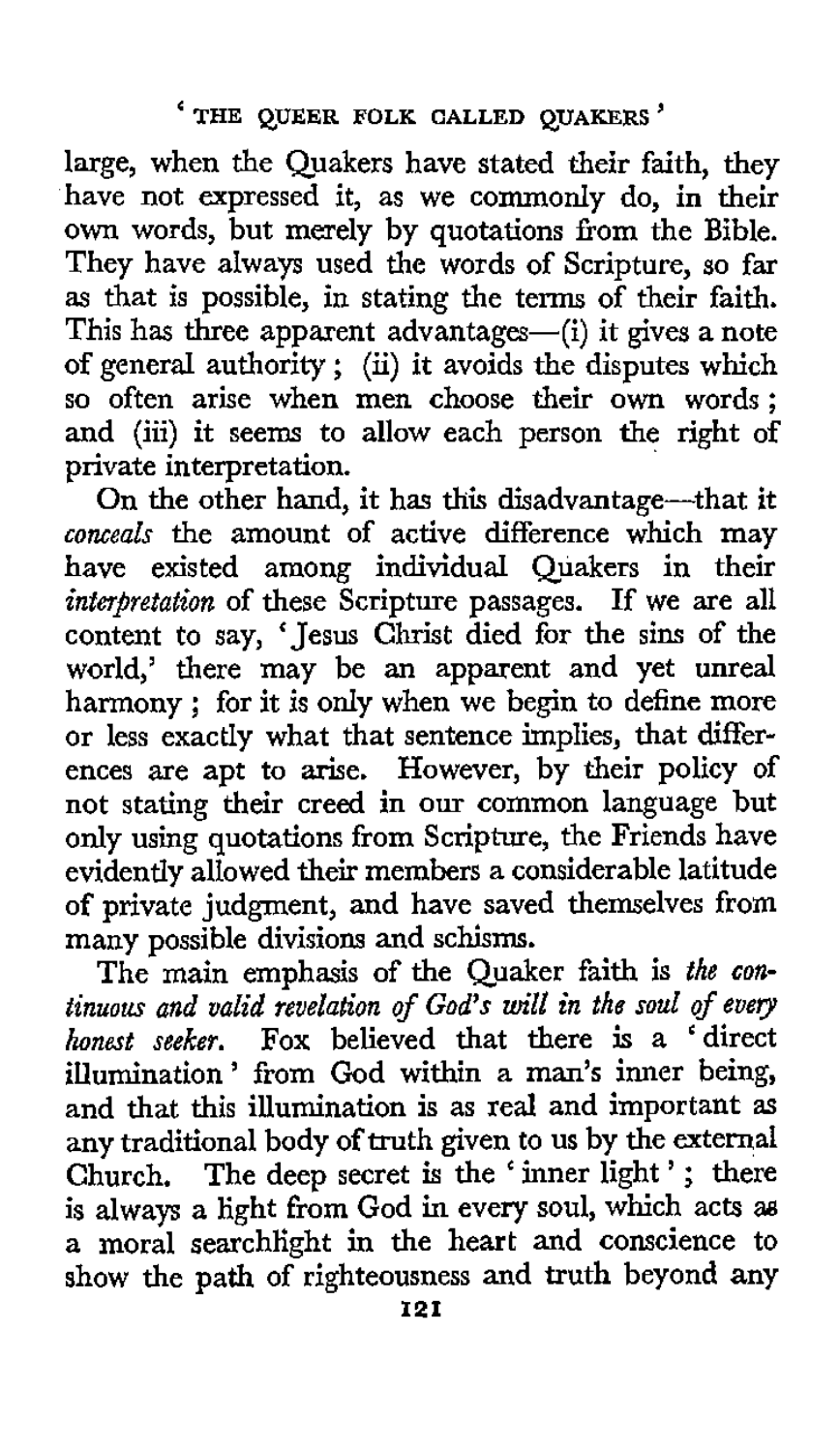large, when the Quakers have stated their faith, they have not expressed it, as we commonly do, in their own words, but merely by quotations from the Bible. They have always used the words of Scripture, so far as that is possible, in stating the terms of their faith. This has three apparent advantages—(i) it gives a note of general authority; (ii) it avoids the disputes which so often arise when men choose their own words; and (iii) it seems to allow each person the right of private interpretation.

On the other hand, it has this disadvantage—that it *conceals* the amount of active difference which may have existed among individual Quakers in their *interpretation* of these Scripture passages. If we are all content to say, 'Jesus Christ died for the sins of the world,' there may be an apparent and yet unreal harmony; for it is only when we begin to define more or less exactly what that sentence implies, that differences are apt to arise. However, by their policy of not stating their creed in our common language but only using quotations from Scripture, the Friends have evidently allowed their members a considerable latitude of private judgment, and have saved themselves from many possible divisions and schisms.

The main emphasis of the Quaker faith is *the continuous and valid revelation of God's will in the soul of every honest seeker.* Fox believed that there is a 'direct illumination' from God within a man's inner being, and that this illumination is as real and important as any traditional body of truth given to us by the external Church. The deep secret is the 'inner light'; there is always a light from God in every soul, which acts as a moral searchlight in the heart and conscience to show the path of righteousness and truth beyond any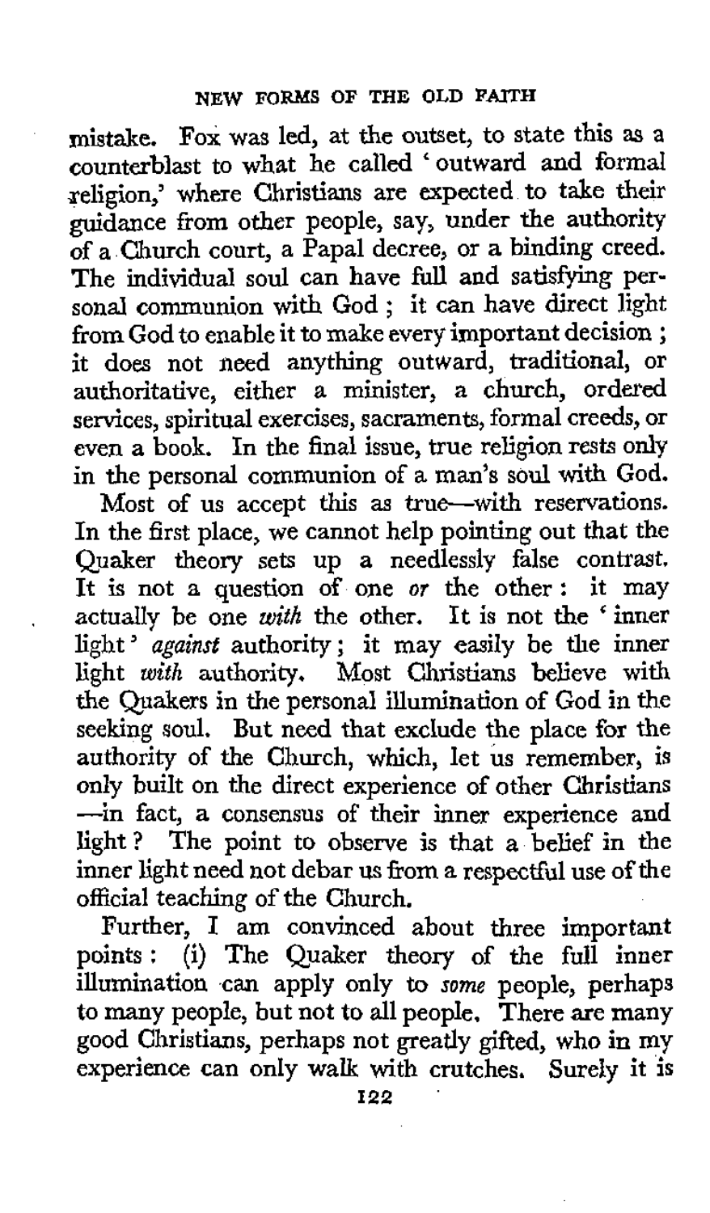mistake. Fox was led, at the outset, to state this as a counterblast to what he called 'outward and formal religion,' where Christians are expected to take their guidance from other people, say, under the authority of a Church court, a Papal decree, or a binding creed. The individual soul can have full and satisfying personal communion with God ; it can have direct light from God to enable it to make every important decision ; it does not need anything outward, traditional, or authoritative, either a minister, a church, ordered services, spiritual exercises, sacraments, formal creeds, or even a book. In the final issue, true religion rests only in the personal communion of a man's soul with God.

Most of us accept this as true—with reservations. In the first place, we cannot help pointing out that the Quaker theory sets up a needlessly false contrast. It is not a question of one *or* the other : it may actually be one *with* the other. It is not the 'inner light' *against* authority ; it may easily be the inner light *with* authority. Most Christians believe with the Quakers in the personal illumination of God in the seeking soul. But need that exclude the place for the authority of the Church, which, let us remember, is only built on the direct experience of other Christians —in fact, a consensus of their inner experience and light ? The point to observe is that a belief in the inner light need not debar us from a respectful use of the official teaching of the Church.

Further, I am convinced about three important points : (i) The Quaker theory of the full inner illumination can apply only to *some* people, perhaps to many people, but not to all people. There are many good Christians, perhaps not greatly gifted, who in my experience can only walk with crutches. Surely it is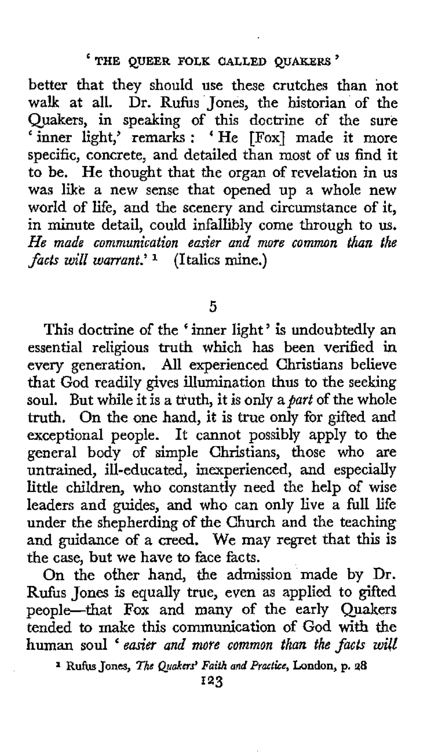better that they should use these crutches than not walk at all. Dr. Rufus Jones, the historian of the Quakers, in speaking of this doctrine of the sure 'inner light,' remarks: 'He [Fox] made it more specific, concrete, and detailed than most of us find it to be. He thought that the organ of revelation in us was like a new sense that opened up a whole new world of life, and the scenery and circumstance of it, in minute detail, could infallibly come through to us. *He made communication easier and more common than the facts will warrant.*' [1] (Italics mine.)

5

This doctrine of the 'inner light' is undoubtedly an essential religious truth which has been verified in every generation. All experienced Christians believe that God readily gives illumination thus to the seeking soul. But while it is a truth, it is only a *part* of the whole truth. On the one hand, it is true only for gifted and exceptional people. It cannot possibly apply to the general body of simple Christians, those who are untrained, ill-educated, inexperienced, and especially little children, who constantly need the help of wise leaders and guides, and who can only live a full life under the shepherding of the Church and the teaching and guidance of a creed. We may regret that this is the case, but we have to face facts.

On the other hand, the admission made by Dr. Rufus Jones is equally true, even as applied to gifted people—that Fox and many of the early Quakers tended to make this communication of God with the human soul '*easier and more common than the facts will*

[1] Rufus Jones, *The Quakers' Faith and Practice*, London, p. 28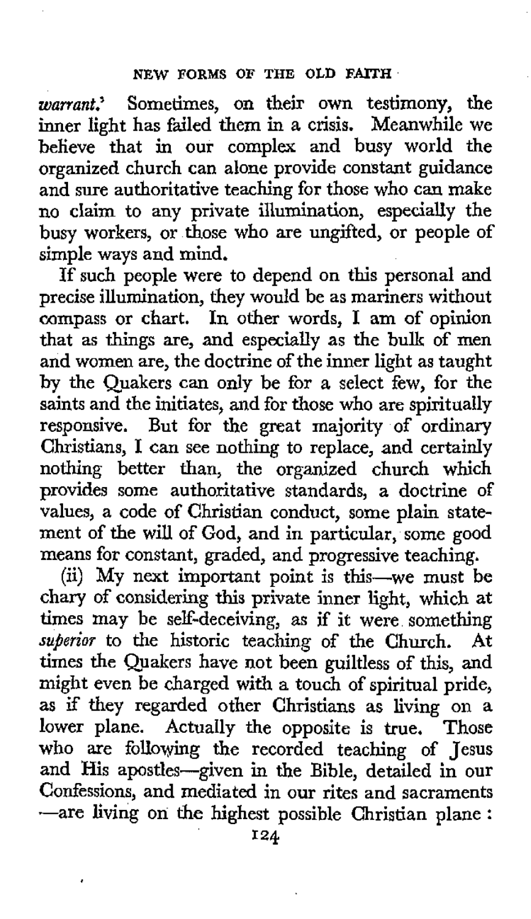*warrant.*' Sometimes, on their own testimony, the inner light has failed them in a crisis. Meanwhile we believe that in our complex and busy world the organized church can alone provide constant guidance and sure authoritative teaching for those who can make no claim to any private illumination, especially the busy workers, or those who are ungifted, or people of simple ways and mind.

If such people were to depend on this personal and precise illumination, they would be as mariners without compass or chart. In other words, I am of opinion that as things are, and especially as the bulk of men and women are, the doctrine of the inner light as taught by the Quakers can only be for a select few, for the saints and the initiates, and for those who are spiritually responsive. But for the great majority of ordinary Christians, I can see nothing to replace, and certainly nothing better than, the organized church which provides some authoritative standards, a doctrine of values, a code of Christian conduct, some plain statement of the will of God, and in particular, some good means for constant, graded, and progressive teaching.

(ii) My next important point is this—we must be chary of considering this private inner light, which at times may be self-deceiving, as if it were something *superior* to the historic teaching of the Church. At times the Quakers have not been guiltless of this, and might even be charged with a touch of spiritual pride, as if they regarded other Christians as living on a lower plane. Actually the opposite is true. Those who are following the recorded teaching of Jesus and His apostles—given in the Bible, detailed in our Confessions, and mediated in our rites and sacraments—are living on the highest possible Christian plane: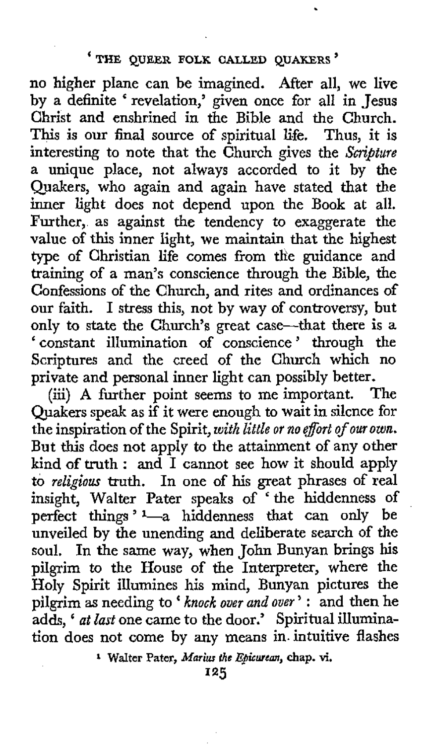no higher plane can be imagined. After all, we live by a definite 'revelation,' given once for all in Jesus Christ and enshrined in the Bible and the Church. This is our final source of spiritual life. Thus, it is interesting to note that the Church gives the *Scripture* a unique place, not always accorded to it by the Quakers, who again and again have stated that the inner light does not depend upon the Book at all. Further, as against the tendency to exaggerate the value of this inner light, we maintain that the highest type of Christian life comes from the guidance and training of a man's conscience through the Bible, the Confessions of the Church, and rites and ordinances of our faith. I stress this, not by way of controversy, but only to state the Church's great case—that there is a 'constant illumination of conscience' through the Scriptures and the creed of the Church which no private and personal inner light can possibly better.

(iii) A further point seems to me important. The Quakers speak as if it were enough to wait in silence for the inspiration of the Spirit, *with little or no effort of our own*. But this does not apply to the attainment of any other kind of truth: and I cannot see how it should apply to *religious* truth. In one of his great phrases of real insight, Walter Pater speaks of 'the hiddenness of perfect things' [1]—a hiddenness that can only be unveiled by the unending and deliberate search of the soul. In the same way, when John Bunyan brings his pilgrim to the House of the Interpreter, where the Holy Spirit illumines his mind, Bunyan pictures the pilgrim as needing to '*knock over and over*': and then he adds, '*at last* one came to the door.' Spiritual illumination does not come by any means in intuitive flashes

[1] Walter Pater, *Marius the Epicurean*, chap. vi.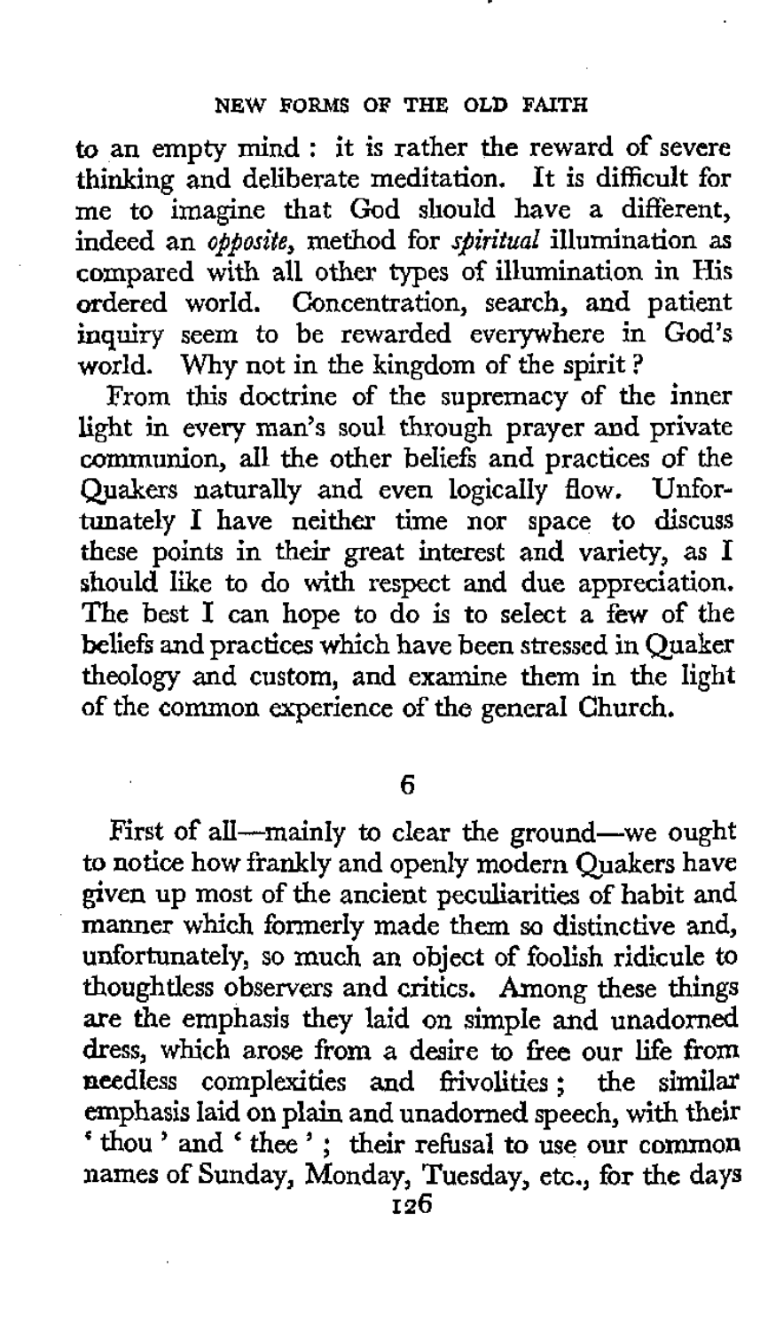to an empty mind : it is rather the reward of severe thinking and deliberate meditation. It is difficult for me to imagine that God should have a different, indeed an *opposite*, method for *spiritual* illumination as compared with all other types of illumination in His ordered world. Concentration, search, and patient inquiry seem to be rewarded everywhere in God's world. Why not in the kingdom of the spirit?

From this doctrine of the supremacy of the inner light in every man's soul through prayer and private communion, all the other beliefs and practices of the Quakers naturally and even logically flow. Unfortunately I have neither time nor space to discuss these points in their great interest and variety, as I should like to do with respect and due appreciation. The best I can hope to do is to select a few of the beliefs and practices which have been stressed in Quaker theology and custom, and examine them in the light of the common experience of the general Church.

## 6

First of all—mainly to clear the ground—we ought to notice how frankly and openly modern Quakers have given up most of the ancient peculiarities of habit and manner which formerly made them so distinctive and, unfortunately, so much an object of foolish ridicule to thoughtless observers and critics. Among these things are the emphasis they laid on simple and unadorned dress, which arose from a desire to free our life from needless complexities and frivolities ; the similar emphasis laid on plain and unadorned speech, with their 'thou' and 'thee' ; their refusal to use our common names of Sunday, Monday, Tuesday, etc., for the days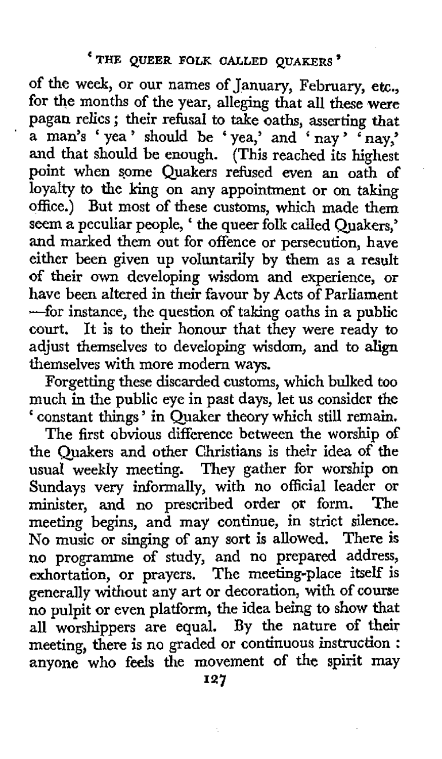of the week, or our names of January, February, etc., for the months of the year, alleging that all these were pagan relics; their refusal to take oaths, asserting that a man's 'yea' should be 'yea,' and 'nay' 'nay,' and that should be enough. (This reached its highest point when some Quakers refused even an oath of loyalty to the king on any appointment or on taking office.) But most of these customs, which made them seem a peculiar people, 'the queer folk called Quakers,' and marked them out for offence or persecution, have either been given up voluntarily by them as a result of their own developing wisdom and experience, or have been altered in their favour by Acts of Parliament—for instance, the question of taking oaths in a public court. It is to their honour that they were ready to adjust themselves to developing wisdom, and to align themselves with more modern ways.

Forgetting these discarded customs, which bulked too much in the public eye in past days, let us consider the 'constant things' in Quaker theory which still remain.

The first obvious difference between the worship of the Quakers and other Christians is their idea of the usual weekly meeting. They gather for worship on Sundays very informally, with no official leader or minister, and no prescribed order or form. The meeting begins, and may continue, in strict silence. No music or singing of any sort is allowed. There is no programme of study, and no prepared address, exhortation, or prayers. The meeting-place itself is generally without any art or decoration, with of course no pulpit or even platform, the idea being to show that all worshippers are equal. By the nature of their meeting, there is no graded or continuous instruction: anyone who feels the movement of the spirit may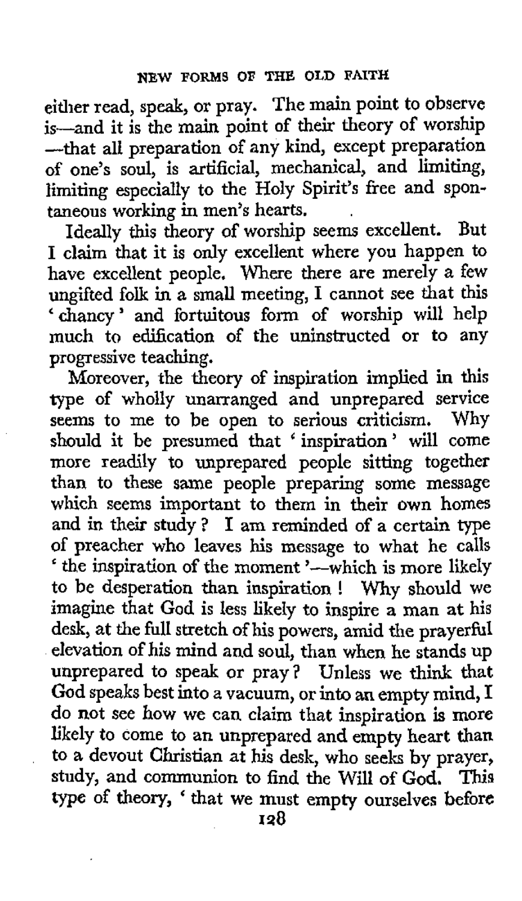either read, speak, or pray. The main point to observe is—and it is the main point of their theory of worship—that all preparation of any kind, except preparation of one's soul, is artificial, mechanical, and limiting, limiting especially to the Holy Spirit's free and spontaneous working in men's hearts.

Ideally this theory of worship seems excellent. But I claim that it is only excellent where you happen to have excellent people. Where there are merely a few ungifted folk in a small meeting, I cannot see that this 'chancy' and fortuitous form of worship will help much to edification of the uninstructed or to any progressive teaching.

Moreover, the theory of inspiration implied in this type of wholly unarranged and unprepared service seems to me to be open to serious criticism. Why should it be presumed that 'inspiration' will come more readily to unprepared people sitting together than to these same people preparing some message which seems important to them in their own homes and in their study? I am reminded of a certain type of preacher who leaves his message to what he calls 'the inspiration of the moment'—which is more likely to be desperation than inspiration! Why should we imagine that God is less likely to inspire a man at his desk, at the full stretch of his powers, amid the prayerful elevation of his mind and soul, than when he stands up unprepared to speak or pray? Unless we think that God speaks best into a vacuum, or into an empty mind, I do not see how we can claim that inspiration is more likely to come to an unprepared and empty heart than to a devout Christian at his desk, who seeks by prayer, study, and communion to find the Will of God. This type of theory, 'that we must empty ourselves before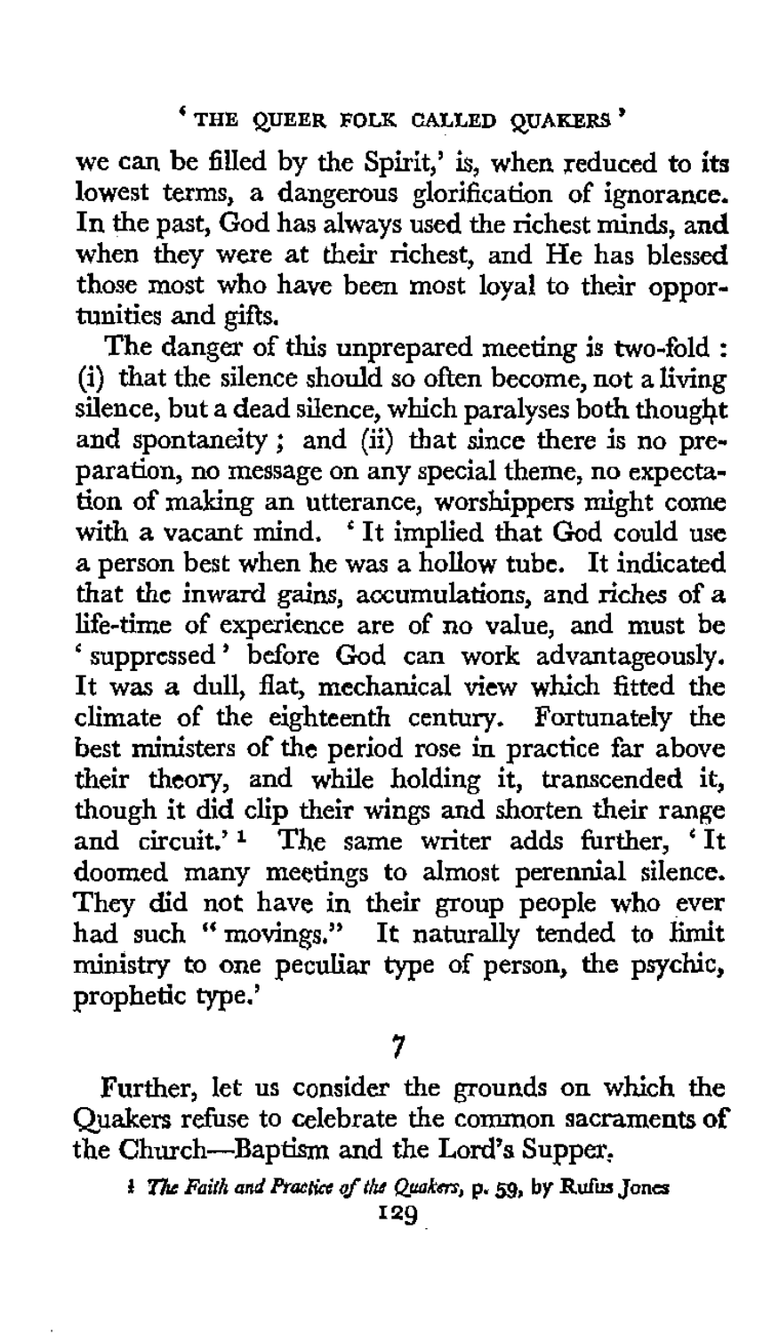we can be filled by the Spirit,' is, when reduced to its lowest terms, a dangerous glorification of ignorance. In the past, God has always used the richest minds, and when they were at their richest, and He has blessed those most who have been most loyal to their opportunities and gifts.

The danger of this unprepared meeting is two-fold: (i) that the silence should so often become, not a living silence, but a dead silence, which paralyses both thought and spontaneity; and (ii) that since there is no preparation, no message on any special theme, no expectation of making an utterance, worshippers might come with a vacant mind. 'It implied that God could use a person best when he was a hollow tube. It indicated that the inward gains, accumulations, and riches of a life-time of experience are of no value, and must be 'suppressed' before God can work advantageously. It was a dull, flat, mechanical view which fitted the climate of the eighteenth century. Fortunately the best ministers of the period rose in practice far above their theory, and while holding it, transcended it, though it did clip their wings and shorten their range and circuit.'[1] The same writer adds further, 'It doomed many meetings to almost perennial silence. They did not have in their group people who ever had such "movings." It naturally tended to limit ministry to one peculiar type of person, the psychic, prophetic type.'

## 7

Further, let us consider the grounds on which the Quakers refuse to celebrate the common sacraments of the Church—Baptism and the Lord's Supper.

[1] *The Faith and Practice of the Quakers*, p. 59, by Rufus Jones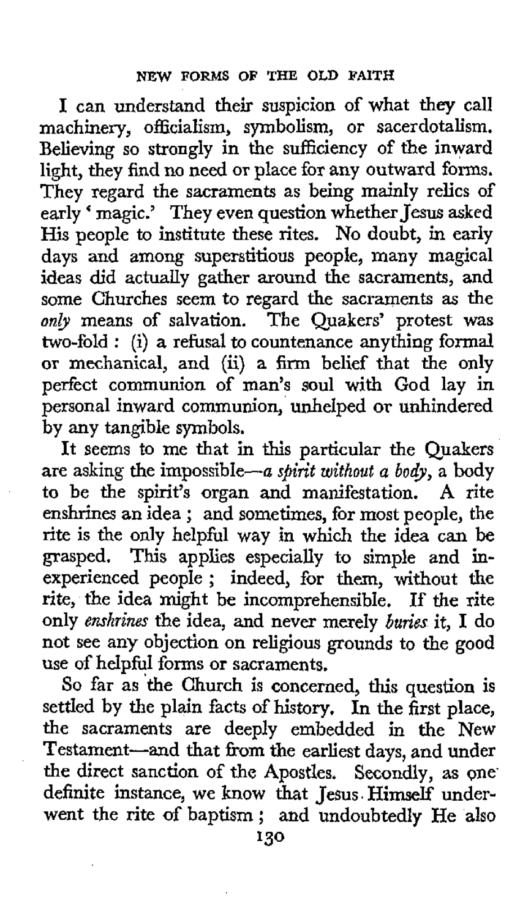I can understand their suspicion of what they call machinery, officialism, symbolism, or sacerdotalism. Believing so strongly in the sufficiency of the inward light, they find no need or place for any outward forms. They regard the sacraments as being mainly relics of early 'magic.' They even question whether Jesus asked His people to institute these rites. No doubt, in early days and among superstitious people, many magical ideas did actually gather around the sacraments, and some Churches seem to regard the sacraments as the *only* means of salvation. The Quakers' protest was two-fold: (i) a refusal to countenance anything formal or mechanical, and (ii) a firm belief that the only perfect communion of man's soul with God lay in personal inward communion, unhelped or unhindered by any tangible symbols.

It seems to me that in this particular the Quakers are asking the impossible—*a spirit without a body*, a body to be the spirit's organ and manifestation. A rite enshrines an idea; and sometimes, for most people, the rite is the only helpful way in which the idea can be grasped. This applies especially to simple and inexperienced people; indeed, for them, without the rite, the idea might be incomprehensible. If the rite only *enshrines* the idea, and never merely *buries* it, I do not see any objection on religious grounds to the good use of helpful forms or sacraments.

So far as the Church is concerned, this question is settled by the plain facts of history. In the first place, the sacraments are deeply embedded in the New Testament—and that from the earliest days, and under the direct sanction of the Apostles. Secondly, as one definite instance, we know that Jesus Himself underwent the rite of baptism; and undoubtedly He also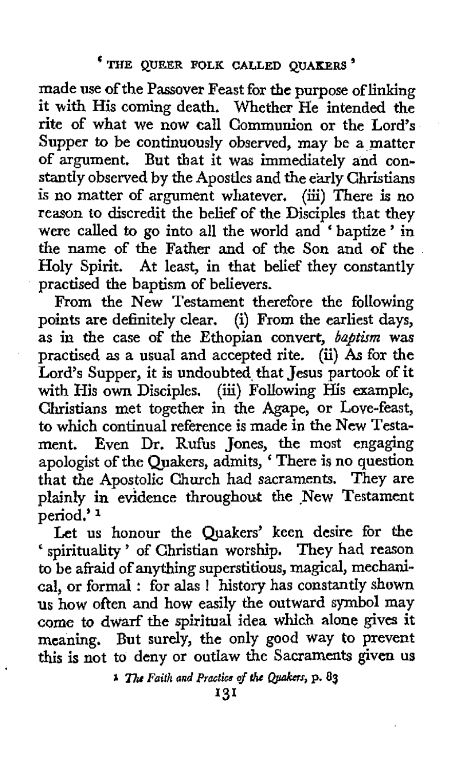made use of the Passover Feast for the purpose of linking it with His coming death. Whether He intended the rite of what we now call Communion or the Lord's Supper to be continuously observed, may be a matter of argument. But that it was immediately and constantly observed by the Apostles and the early Christians is no matter of argument whatever. (iii) There is no reason to discredit the belief of the Disciples that they were called to go into all the world and ' baptize ' in the name of the Father and of the Son and of the Holy Spirit. At least, in that belief they constantly practised the baptism of believers.

From the New Testament therefore the following points are definitely clear. (i) From the earliest days, as in the case of the Ethopian convert, *baptism* was practised as a usual and accepted rite. (ii) As for the Lord's Supper, it is undoubted that Jesus partook of it with His own Disciples. (iii) Following His example, Christians met together in the Agape, or Love-feast, to which continual reference is made in the New Testament. Even Dr. Rufus Jones, the most engaging apologist of the Quakers, admits, ' There is no question that the Apostolic Church had sacraments. They are plainly in evidence throughout the New Testament period.' [1]

Let us honour the Quakers' keen desire for the ' spirituality ' of Christian worship. They had reason to be afraid of anything superstitious, magical, mechanical, or formal : for alas ! history has constantly shown us how often and how easily the outward symbol may come to dwarf the spiritual idea which alone gives it meaning. But surely, the only good way to prevent this is not to deny or outlaw the Sacraments given us

[1] *The Faith and Practice of the Quakers*, p. 83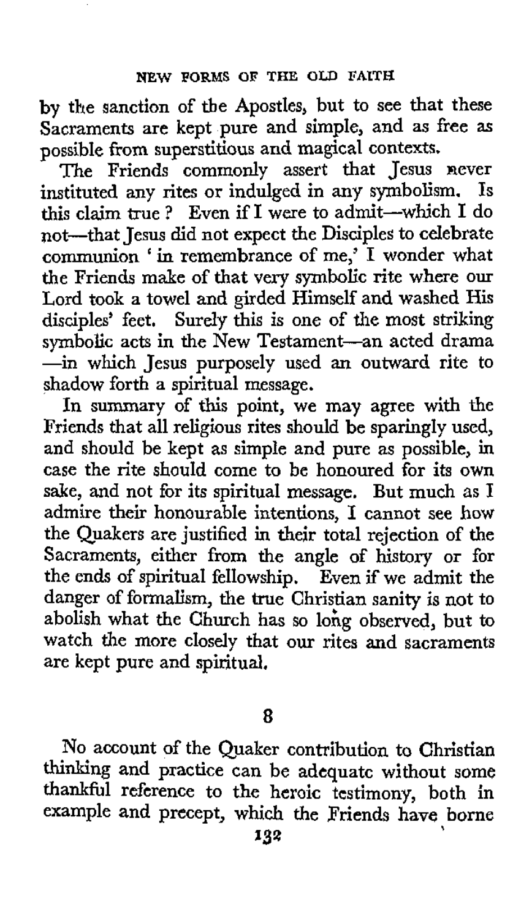by the sanction of the Apostles, but to see that these Sacraments are kept pure and simple, and as free as possible from superstitious and magical contexts.

The Friends commonly assert that Jesus never instituted any rites or indulged in any symbolism. Is this claim true? Even if I were to admit—which I do not—that Jesus did not expect the Disciples to celebrate communion 'in remembrance of me,' I wonder what the Friends make of that very symbolic rite where our Lord took a towel and girded Himself and washed His disciples' feet. Surely this is one of the most striking symbolic acts in the New Testament—an acted drama—in which Jesus purposely used an outward rite to shadow forth a spiritual message.

In summary of this point, we may agree with the Friends that all religious rites should be sparingly used, and should be kept as simple and pure as possible, in case the rite should come to be honoured for its own sake, and not for its spiritual message. But much as I admire their honourable intentions, I cannot see how the Quakers are justified in their total rejection of the Sacraments, either from the angle of history or for the ends of spiritual fellowship. Even if we admit the danger of formalism, the true Christian sanity is not to abolish what the Church has so long observed, but to watch the more closely that our rites and sacraments are kept pure and spiritual.

## 8

No account of the Quaker contribution to Christian thinking and practice can be adequate without some thankful reference to the heroic testimony, both in example and precept, which the Friends have borne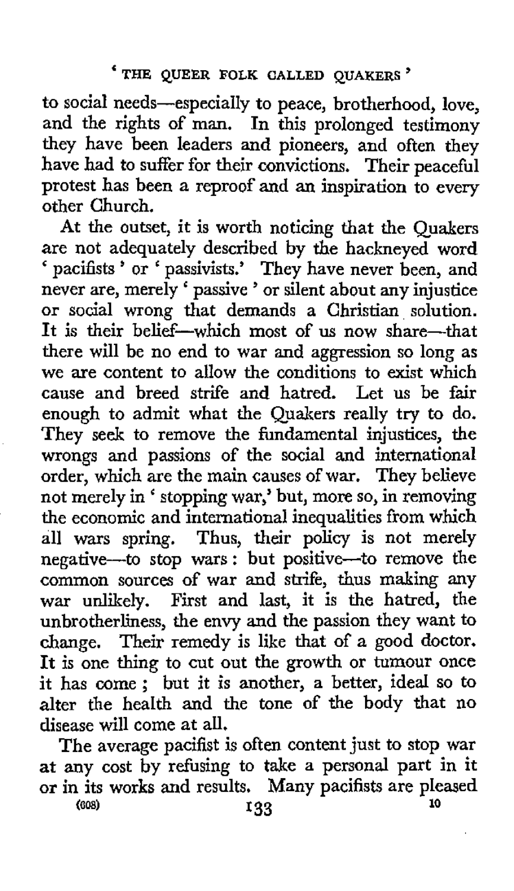to social needs—especially to peace, brotherhood, love, and the rights of man. In this prolonged testimony they have been leaders and pioneers, and often they have had to suffer for their convictions. Their peaceful protest has been a reproof and an inspiration to every other Church.

At the outset, it is worth noticing that the Quakers are not adequately described by the hackneyed word 'pacifists' or 'passivists.' They have never been, and never are, merely 'passive' or silent about any injustice or social wrong that demands a Christian solution. It is their belief—which most of us now share—that there will be no end to war and aggression so long as we are content to allow the conditions to exist which cause and breed strife and hatred. Let us be fair enough to admit what the Quakers really try to do. They seek to remove the fundamental injustices, the wrongs and passions of the social and international order, which are the main causes of war. They believe not merely in 'stopping war,' but, more so, in removing the economic and international inequalities from which all wars spring. Thus, their policy is not merely negative—to stop wars: but positive—to remove the common sources of war and strife, thus making any war unlikely. First and last, it is the hatred, the unbrotherliness, the envy and the passion they want to change. Their remedy is like that of a good doctor. It is one thing to cut out the growth or tumour once it has come; but it is another, a better, ideal so to alter the health and the tone of the body that no disease will come at all.

The average pacifist is often content just to stop war at any cost by refusing to take a personal part in it or in its works and results. Many pacifists are pleased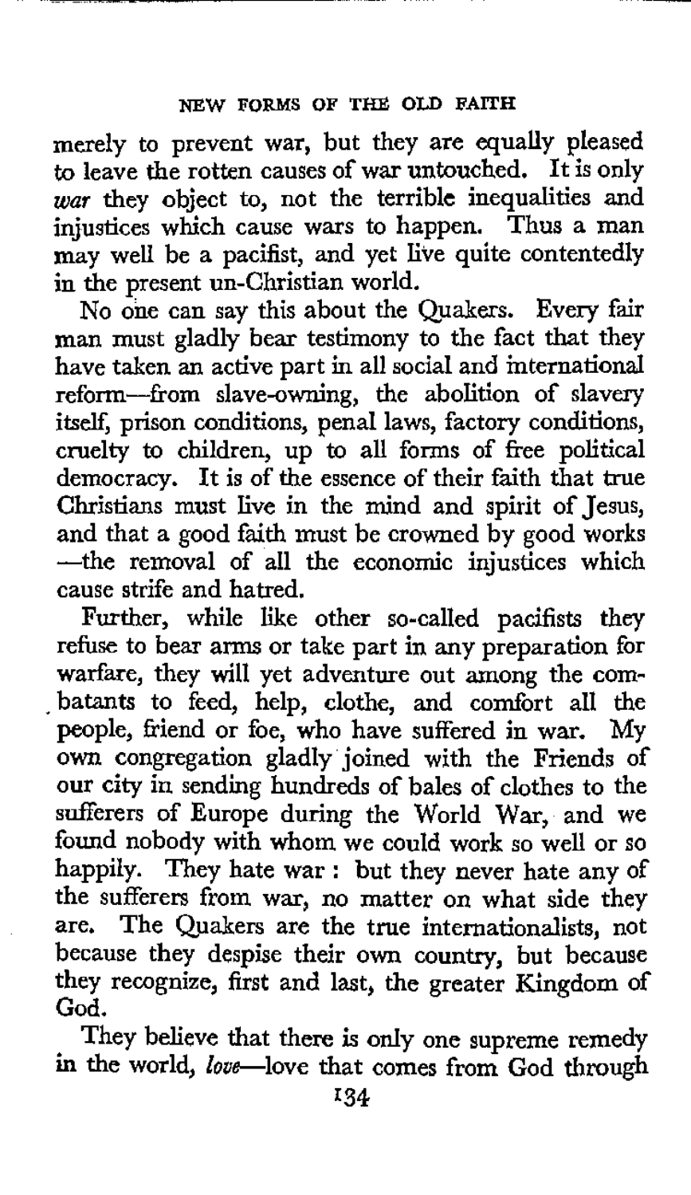merely to prevent war, but they are equally pleased to leave the rotten causes of war untouched. It is only *war* they object to, not the terrible inequalities and injustices which cause wars to happen. Thus a man may well be a pacifist, and yet live quite contentedly in the present un-Christian world.

No one can say this about the Quakers. Every fair man must gladly bear testimony to the fact that they have taken an active part in all social and international reform—from slave-owning, the abolition of slavery itself, prison conditions, penal laws, factory conditions, cruelty to children, up to all forms of free political democracy. It is of the essence of their faith that true Christians must live in the mind and spirit of Jesus, and that a good faith must be crowned by good works—the removal of all the economic injustices which cause strife and hatred.

Further, while like other so-called pacifists they refuse to bear arms or take part in any preparation for warfare, they will yet adventure out among the combatants to feed, help, clothe, and comfort all the people, friend or foe, who have suffered in war. My own congregation gladly joined with the Friends of our city in sending hundreds of bales of clothes to the sufferers of Europe during the World War, and we found nobody with whom we could work so well or so happily. They hate war: but they never hate any of the sufferers from war, no matter on what side they are. The Quakers are the true internationalists, not because they despise their own country, but because they recognize, first and last, the greater Kingdom of God.

They believe that there is only one supreme remedy in the world, *love*—love that comes from God through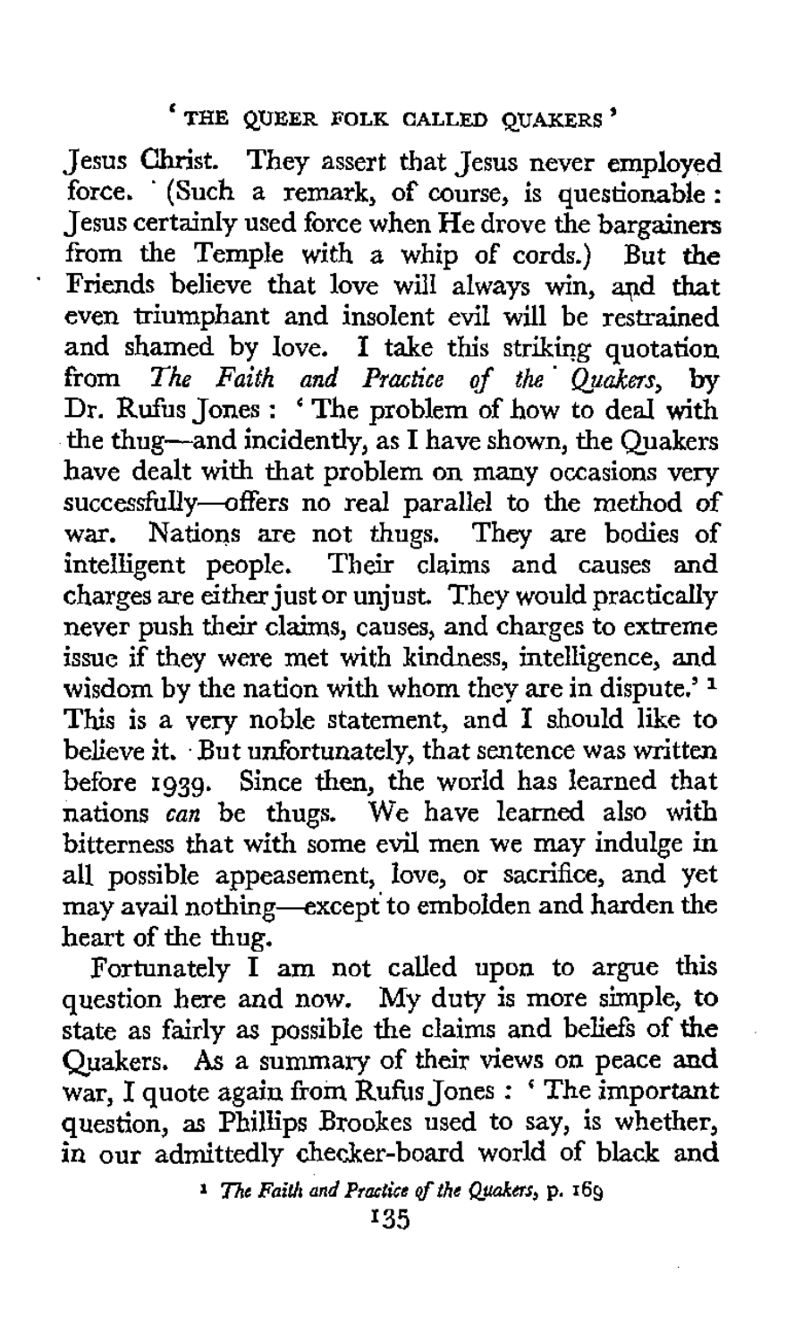Jesus Christ. They assert that Jesus never employed force. (Such a remark, of course, is questionable: Jesus certainly used force when He drove the bargainers from the Temple with a whip of cords.) But the Friends believe that love will always win, and that even triumphant and insolent evil will be restrained and shamed by love. I take this striking quotation from *The Faith and Practice of the Quakers*, by Dr. Rufus Jones: 'The problem of how to deal with the thug—and incidently, as I have shown, the Quakers have dealt with that problem on many occasions very successfully—offers no real parallel to the method of war. Nations are not thugs. They are bodies of intelligent people. Their claims and causes and charges are either just or unjust. They would practically never push their claims, causes, and charges to extreme issue if they were met with kindness, intelligence, and wisdom by the nation with whom they are in dispute.' [1] This is a very noble statement, and I should like to believe it. But unfortunately, that sentence was written before 1939. Since then, the world has learned that nations *can* be thugs. We have learned also with bitterness that with some evil men we may indulge in all possible appeasement, love, or sacrifice, and yet may avail nothing—except to embolden and harden the heart of the thug.

Fortunately I am not called upon to argue this question here and now. My duty is more simple, to state as fairly as possible the claims and beliefs of the Quakers. As a summary of their views on peace and war, I quote again from Rufus Jones: 'The important question, as Phillips Brookes used to say, is whether, in our admittedly checker-board world of black and

[1] *The Faith and Practice of the Quakers*, p. 169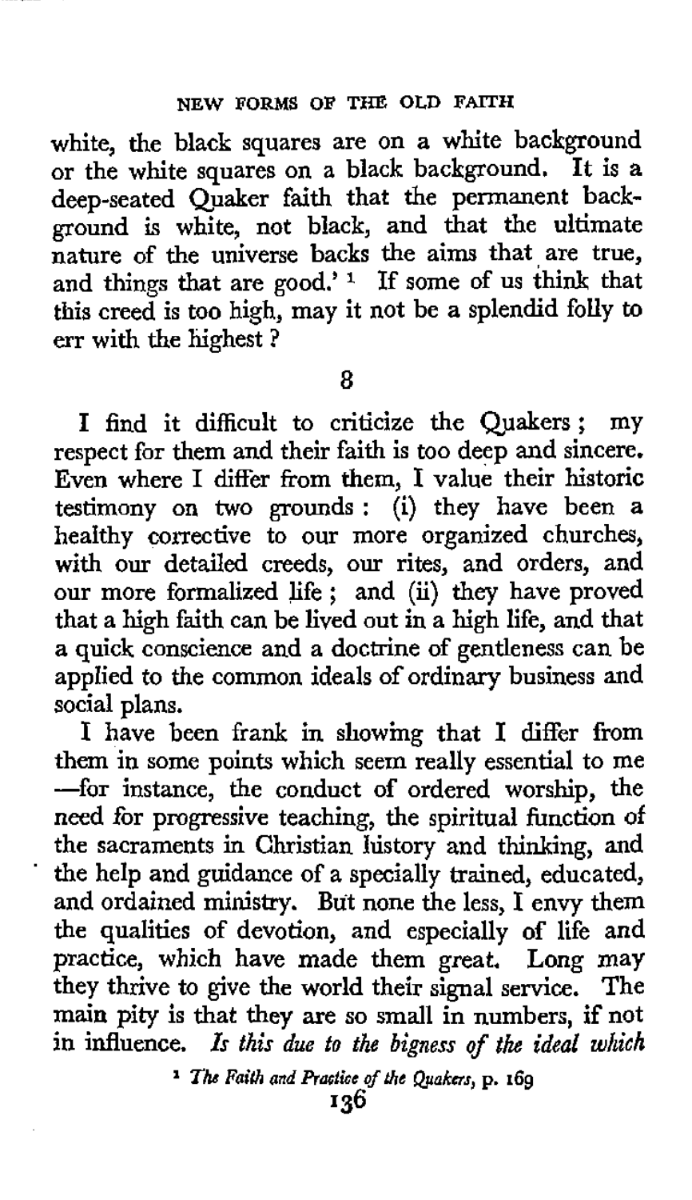white, the black squares are on a white background or the white squares on a black background. It is a deep-seated Quaker faith that the permanent background is white, not black, and that the ultimate nature of the universe backs the aims that are true, and things that are good.' [1] If some of us think that this creed is too high, may it not be a splendid folly to err with the highest?

8

I find it difficult to criticize the Quakers; my respect for them and their faith is too deep and sincere. Even where I differ from them, I value their historic testimony on two grounds: (i) they have been a healthy corrective to our more organized churches, with our detailed creeds, our rites, and orders, and our more formalized life; and (ii) they have proved that a high faith can be lived out in a high life, and that a quick conscience and a doctrine of gentleness can be applied to the common ideals of ordinary business and social plans.

I have been frank in showing that I differ from them in some points which seem really essential to me—for instance, the conduct of ordered worship, the need for progressive teaching, the spiritual function of the sacraments in Christian history and thinking, and the help and guidance of a specially trained, educated, and ordained ministry. But none the less, I envy them the qualities of devotion, and especially of life and practice, which have made them great. Long may they thrive to give the world their signal service. The main pity is that they are so small in numbers, if not in influence. *Is this due to the bigness of the ideal which*

[1] *The Faith and Practice of the Quakers*, p. 169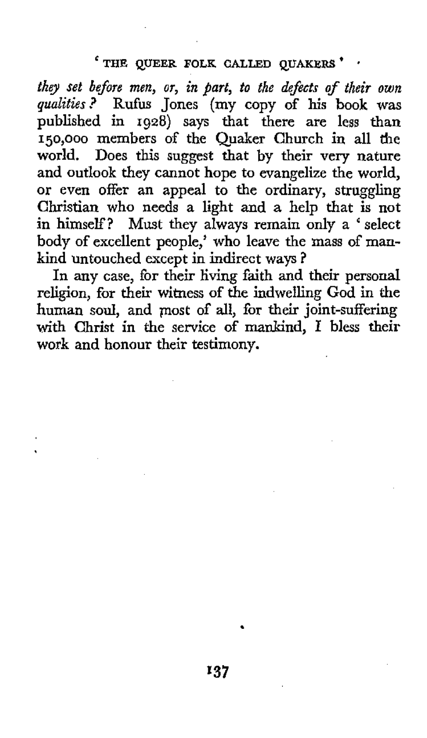*they set before men, or, in part, to the defects of their own qualities?* Rufus Jones (my copy of his book was published in 1928) says that there are less than 150,000 members of the Quaker Church in all the world. Does this suggest that by their very nature and outlook they cannot hope to evangelize the world, or even offer an appeal to the ordinary, struggling Christian who needs a light and a help that is not in himself? Must they always remain only a 'select body of excellent people,' who leave the mass of mankind untouched except in indirect ways?

In any case, for their living faith and their personal religion, for their witness of the indwelling God in the human soul, and most of all, for their joint-suffering with Christ in the service of mankind, I bless their work and honour their testimony.